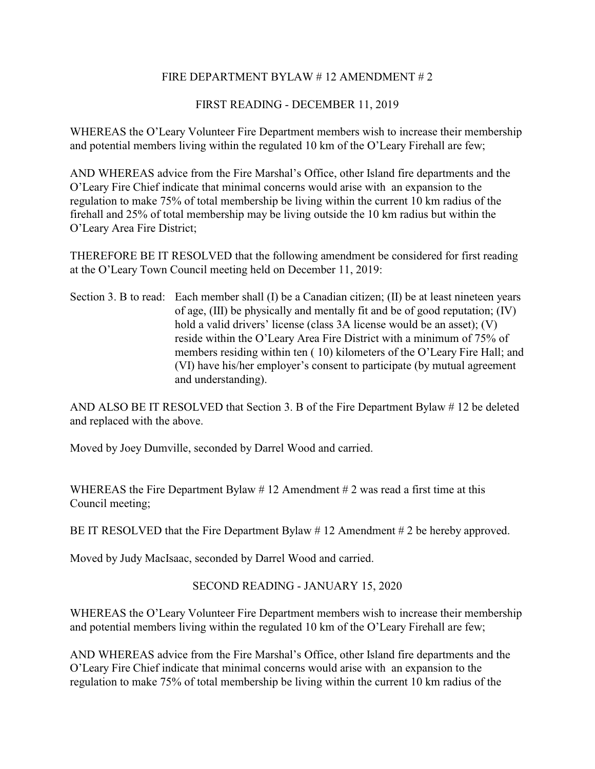# FIRE DEPARTMENT BYLAW # 12 AMENDMENT # 2

## FIRST READING - DECEMBER 11, 2019

WHEREAS the O'Leary Volunteer Fire Department members wish to increase their membership and potential members living within the regulated 10 km of the O'Leary Firehall are few;

AND WHEREAS advice from the Fire Marshal's Office, other Island fire departments and the O'Leary Fire Chief indicate that minimal concerns would arise with an expansion to the regulation to make 75% of total membership be living within the current 10 km radius of the firehall and 25% of total membership may be living outside the 10 km radius but within the O'Leary Area Fire District;

THEREFORE BE IT RESOLVED that the following amendment be considered for first reading at the O'Leary Town Council meeting held on December 11, 2019:

Section 3. B to read: Each member shall (I) be a Canadian citizen; (II) be at least nineteen years of age, (III) be physically and mentally fit and be of good reputation; (IV) hold a valid drivers' license (class 3A license would be an asset); (V) reside within the O'Leary Area Fire District with a minimum of 75% of members residing within ten ( 10) kilometers of the O'Leary Fire Hall; and (VI) have his/her employer's consent to participate (by mutual agreement and understanding).

AND ALSO BE IT RESOLVED that Section 3. B of the Fire Department Bylaw # 12 be deleted and replaced with the above.

Moved by Joey Dumville, seconded by Darrel Wood and carried.

WHEREAS the Fire Department Bylaw # 12 Amendment # 2 was read a first time at this Council meeting;

BE IT RESOLVED that the Fire Department Bylaw # 12 Amendment # 2 be hereby approved.

Moved by Judy MacIsaac, seconded by Darrel Wood and carried.

## SECOND READING - JANUARY 15, 2020

WHEREAS the O'Leary Volunteer Fire Department members wish to increase their membership and potential members living within the regulated 10 km of the O'Leary Firehall are few;

AND WHEREAS advice from the Fire Marshal's Office, other Island fire departments and the O'Leary Fire Chief indicate that minimal concerns would arise with an expansion to the regulation to make 75% of total membership be living within the current 10 km radius of the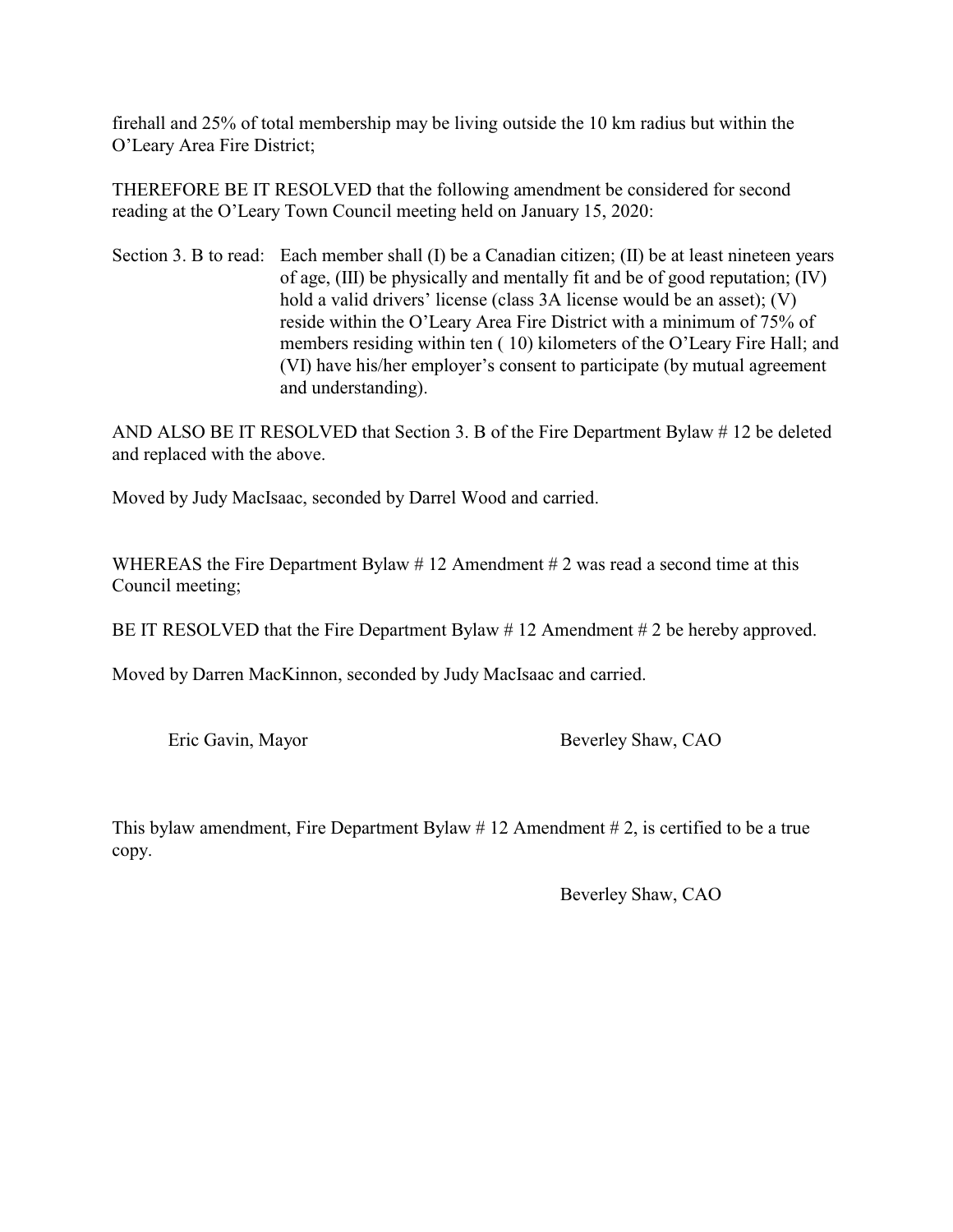firehall and 25% of total membership may be living outside the 10 km radius but within the O'Leary Area Fire District;

THEREFORE BE IT RESOLVED that the following amendment be considered for second reading at the O'Leary Town Council meeting held on January 15, 2020:

Section 3. B to read: Each member shall (I) be a Canadian citizen; (II) be at least nineteen years of age, (III) be physically and mentally fit and be of good reputation; (IV) hold a valid drivers' license (class 3A license would be an asset); (V) reside within the O'Leary Area Fire District with a minimum of 75% of members residing within ten ( 10) kilometers of the O'Leary Fire Hall; and (VI) have his/her employer's consent to participate (by mutual agreement and understanding).

AND ALSO BE IT RESOLVED that Section 3. B of the Fire Department Bylaw # 12 be deleted and replaced with the above.

Moved by Judy MacIsaac, seconded by Darrel Wood and carried.

WHEREAS the Fire Department Bylaw # 12 Amendment # 2 was read a second time at this Council meeting;

BE IT RESOLVED that the Fire Department Bylaw # 12 Amendment # 2 be hereby approved.

Moved by Darren MacKinnon, seconded by Judy MacIsaac and carried.

Eric Gavin, Mayor

Beverley Shaw, CAO

This bylaw amendment, Fire Department Bylaw # 12 Amendment # 2, is certified to be a true copy.

Beverley Shaw, CAO